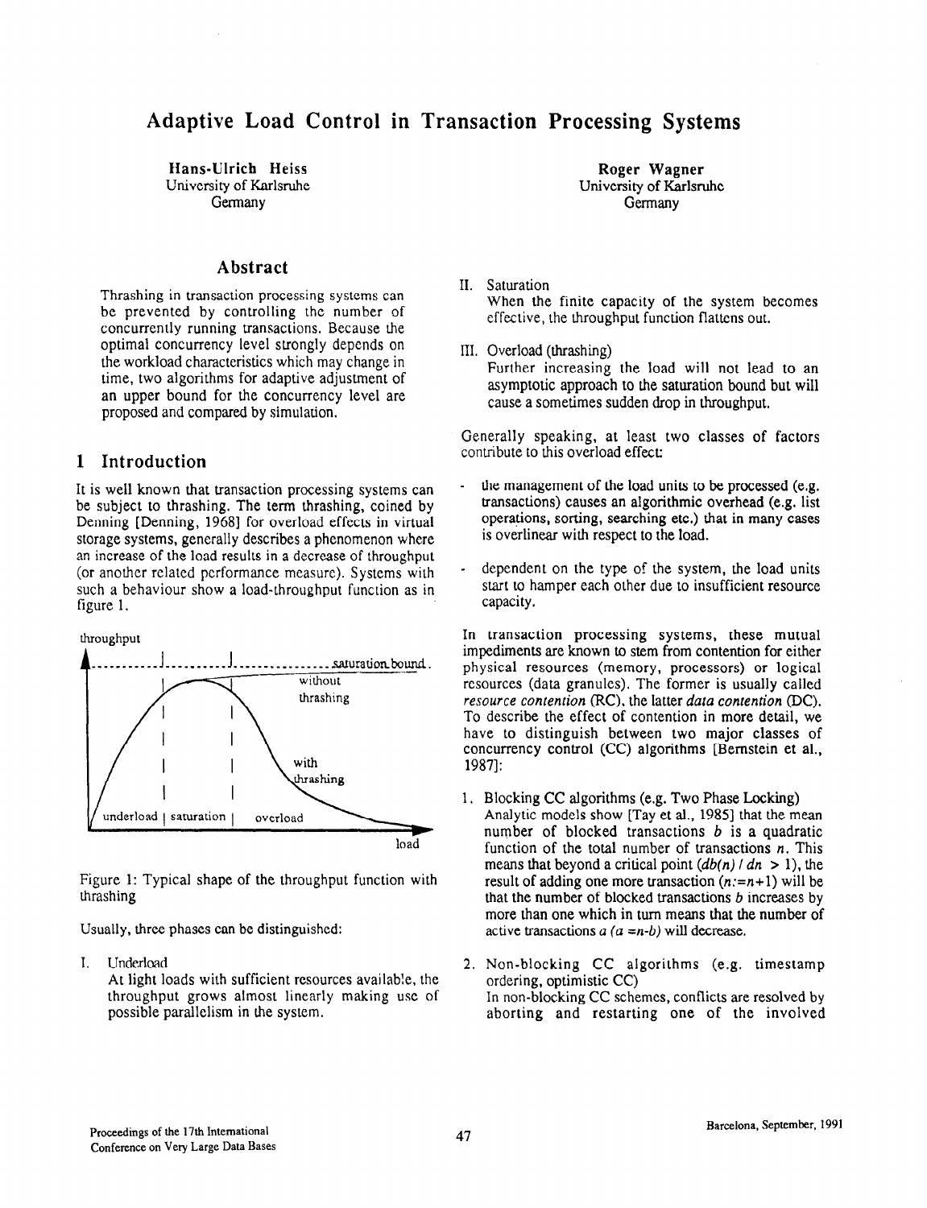# Adaptive Load Control in Transaction Processing Systems

**Hans-Ulrich Heiss**
University of Karlsruhe
Germany

**Roger Wagner**
University of Karlsruhe
Germany

## Abstract

Thrashing in transaction processing systems can be prevented by controlling the number of concurrently running transactions. Because the optimal concurrency level strongly depends on the workload characteristics which may change in time, two algorithms for adaptive adjustment of an upper bound for the concurrency level are proposed and compared by simulation.

## 1 Introduction

It is well known that transaction processing systems can be subject to thrashing. The term thrashing, coined by Denning [Denning, 1968] for overload effects in virtual storage systems, generally describes a phenomenon where an increase of the load results in a decrease of throughput (or another related performance measure). Systems with such a behaviour show a load-throughput function as in figure 1.

Figure 1: Typical shape of the throughput function with thrashing

Usually, three phases can be distinguished:

I. Underload
At light loads with sufficient resources available, the throughput grows almost linearly making use of possible parallelism in the system.

II. Saturation
When the finite capacity of the system becomes effective, the throughput function flattens out.

III. Overload (thrashing)
Further increasing the load will not lead to an asymptotic approach to the saturation bound but will cause a sometimes sudden drop in throughput.

Generally speaking, at least two classes of factors contribute to this overload effect:

- the management of the load units to be processed (e.g. transactions) causes an algorithmic overhead (e.g. list operations, sorting, searching etc.) that in many cases is overlinear with respect to the load.
- dependent on the type of the system, the load units start to hamper each other due to insufficient resource capacity.

In transaction processing systems, these mutual impediments are known to stem from contention for either physical resources (memory, processors) or logical resources (data granules). The former is usually called *resource contention* (RC), the latter *data contention* (DC). To describe the effect of contention in more detail, we have to distinguish between two major classes of concurrency control (CC) algorithms [Bernstein et al., 1987]:

1. Blocking CC algorithms (e.g. Two Phase Locking)
Analytic models show [Tay et al., 1985] that the mean number of blocked transactions $b$ is a quadratic function of the total number of transactions $n$. This means that beyond a critical point ($db(n) / dn > 1$), the result of adding one more transaction ($n := n+1$) will be that the number of blocked transactions $b$ increases by more than one which in turn means that the number of active transactions $a$ ($a = n-b$) will decrease.

2. Non-blocking CC algorithms (e.g. timestamp ordering, optimistic CC)
In non-blocking CC schemes, conflicts are resolved by aborting and restarting one of the involved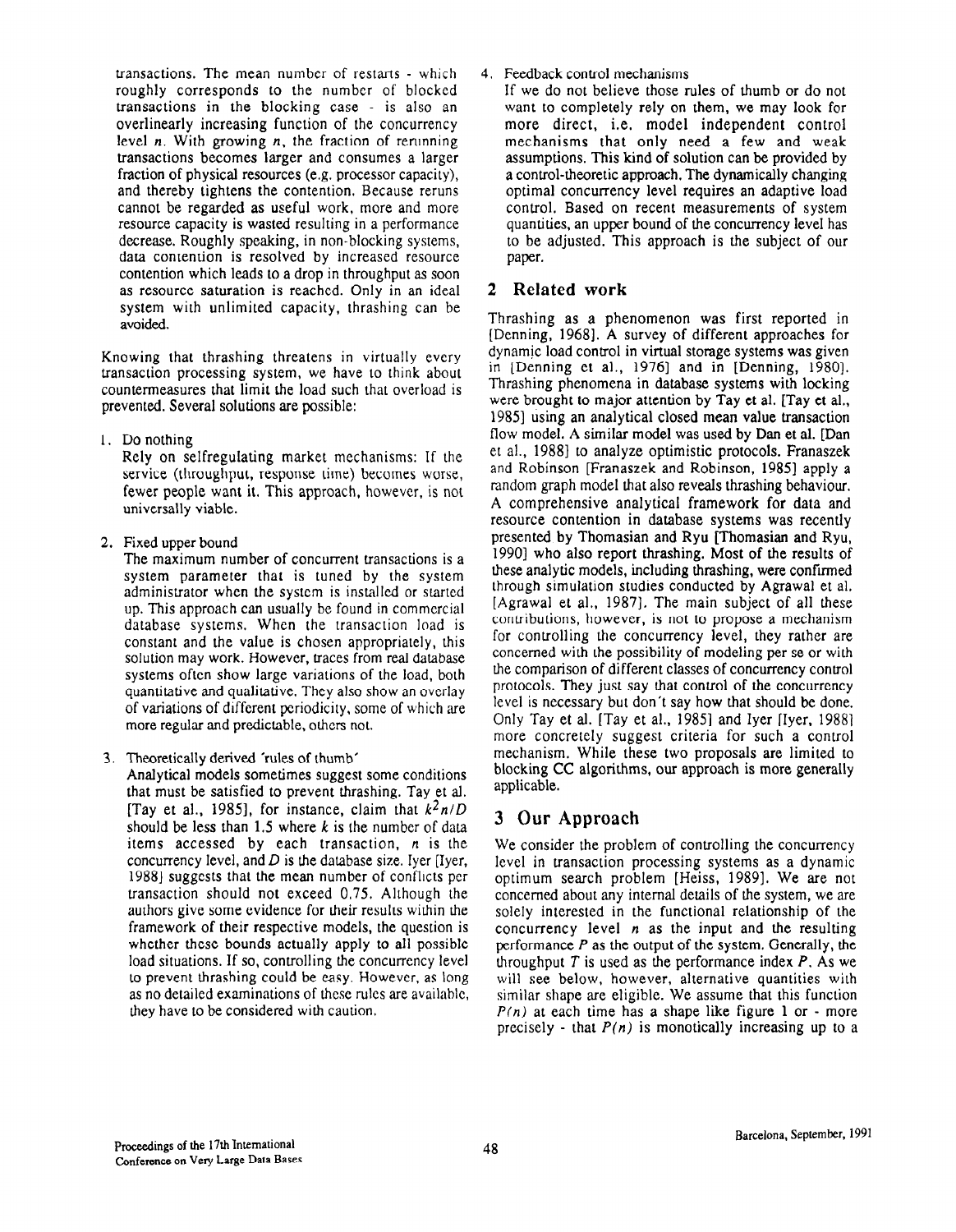transactions. The mean number of restarts - which roughly corresponds to the number of blocked transactions in the blocking case - is also an overlinearly increasing function of the concurrency level $n$. With growing $n$, the fraction of rerunning transactions becomes larger and consumes a larger fraction of physical resources (e.g. processor capacity), and thereby tightens the contention. Because reruns cannot be regarded as useful work, more and more resource capacity is wasted resulting in a performance decrease. Roughly speaking, in non-blocking systems, data contention is resolved by increased resource contention which leads to a drop in throughput as soon as resource saturation is reached. Only in an ideal system with unlimited capacity, thrashing can be avoided.

Knowing that thrashing threatens in virtually every transaction processing system, we have to think about countermeasures that limit the load such that overload is prevented. Several solutions are possible:

1. Do nothing
   Rely on selfregulating market mechanisms: If the service (throughput, response time) becomes worse, fewer people want it. This approach, however, is not universally viable.

2. Fixed upper bound
   The maximum number of concurrent transactions is a system parameter that is tuned by the system administrator when the system is installed or started up. This approach can usually be found in commercial database systems. When the transaction load is constant and the value is chosen appropriately, this solution may work. However, traces from real database systems often show large variations of the load, both quantitative and qualitative. They also show an overlay of variations of different periodicity, some of which are more regular and predictable, others not.

3. Theoretically derived 'rules of thumb'
   Analytical models sometimes suggest some conditions that must be satisfied to prevent thrashing. Tay et al. [Tay et al., 1985], for instance, claim that $k^2n/D$ should be less than 1.5 where $k$ is the number of data items accessed by each transaction, $n$ is the concurrency level, and $D$ is the database size. Iyer [Iyer, 1988] suggests that the mean number of conflicts per transaction should not exceed 0.75. Although the authors give some evidence for their results within the framework of their respective models, the question is whether these bounds actually apply to all possible load situations. If so, controlling the concurrency level to prevent thrashing could be easy. However, as long as no detailed examinations of these rules are available, they have to be considered with caution.

4. Feedback control mechanisms
   If we do not believe those rules of thumb or do not want to completely rely on them, we may look for more direct, i.e. model independent control mechanisms that only need a few and weak assumptions. This kind of solution can be provided by a control-theoretic approach. The dynamically changing optimal concurrency level requires an adaptive load control. Based on recent measurements of system quantities, an upper bound of the concurrency level has to be adjusted. This approach is the subject of our paper.

## 2 Related work

Thrashing as a phenomenon was first reported in [Denning, 1968]. A survey of different approaches for dynamic load control in virtual storage systems was given in [Denning et al., 1976] and in [Denning, 1980]. Thrashing phenomena in database systems with locking were brought to major attention by Tay et al. [Tay et al., 1985] using an analytical closed mean value transaction flow model. A similar model was used by Dan et al. [Dan et al., 1988] to analyze optimistic protocols. Franaszek and Robinson [Franaszek and Robinson, 1985] apply a random graph model that also reveals thrashing behaviour. A comprehensive analytical framework for data and resource contention in database systems was recently presented by Thomasian and Ryu [Thomasian and Ryu, 1990] who also report thrashing. Most of the results of these analytic models, including thrashing, were confirmed through simulation studies conducted by Agrawal et al. [Agrawal et al., 1987]. The main subject of all these contributions, however, is not to propose a mechanism for controlling the concurrency level, they rather are concerned with the possibility of modeling per se or with the comparison of different classes of concurrency control protocols. They just say that control of the concurrency level is necessary but don't say how that should be done. Only Tay et al. [Tay et al., 1985] and Iyer [Iyer, 1988] more concretely suggest criteria for such a control mechanism. While these two proposals are limited to blocking CC algorithms, our approach is more generally applicable.

## 3 Our Approach

We consider the problem of controlling the concurrency level in transaction processing systems as a dynamic optimum search problem [Heiss, 1989]. We are not concerned about any internal details of the system, we are solely interested in the functional relationship of the concurrency level $n$ as the input and the resulting performance $P$ as the output of the system. Generally, the throughput $T$ is used as the performance index $P$. As we will see below, however, alternative quantities with similar shape are eligible. We assume that this function $P(n)$ at each time has a shape like figure 1 or - more precisely - that $P(n)$ is monotonically increasing up to a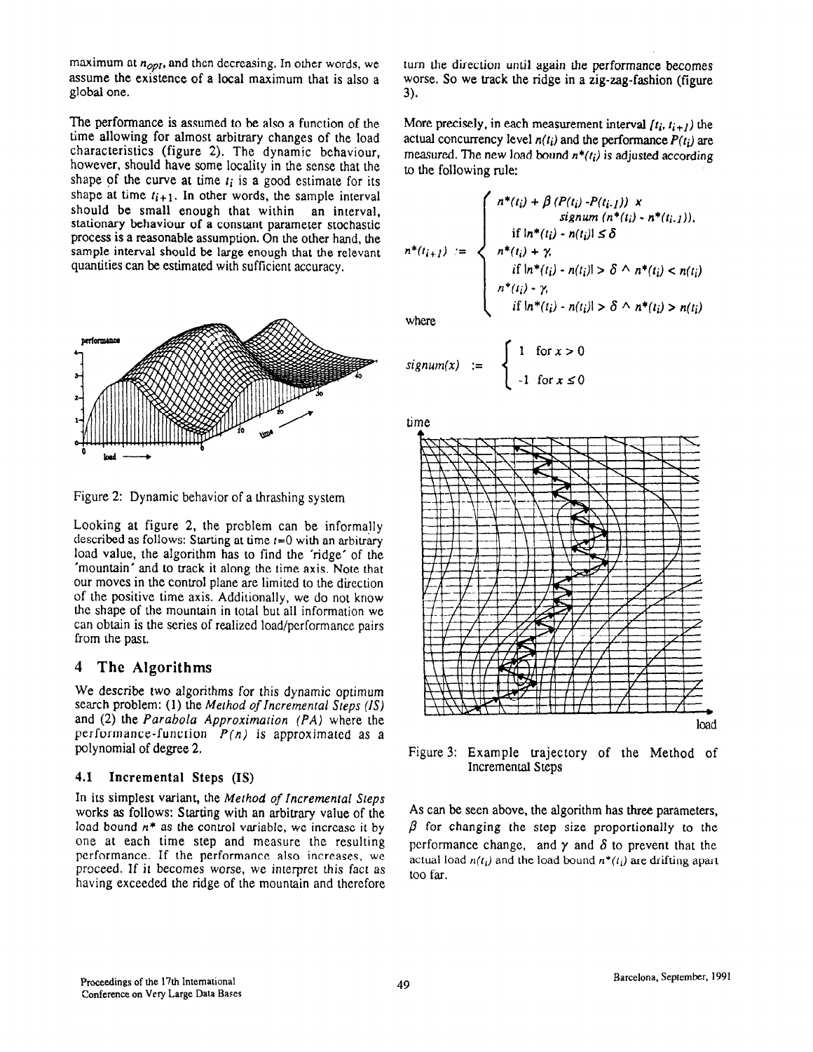maximum at $n_{opt}$, and then decreasing. In other words, we assume the existence of a local maximum that is also a global one.

The performance is assumed to be also a function of the time allowing for almost arbitrary changes of the load characteristics (figure 2). The dynamic behaviour, however, should have some locality in the sense that the shape of the curve at time $t_i$ is a good estimate for its shape at time $t_{i+1}$. In other words, the sample interval should be small enough that within an interval, stationary behaviour of a constant parameter stochastic process is a reasonable assumption. On the other hand, the sample interval should be large enough that the relevant quantities can be estimated with sufficient accuracy.

Figure 2: Dynamic behavior of a thrashing system

Looking at figure 2, the problem can be informally described as follows: Starting at time $t=0$ with an arbitrary load value, the algorithm has to find the 'ridge' of the 'mountain' and to track it along the time axis. Note that our moves in the control plane are limited to the direction of the positive time axis. Additionally, we do not know the shape of the mountain in total but all information we can obtain is the series of realized load/performance pairs from the past.

## 4 The Algorithms

We describe two algorithms for this dynamic optimum search problem: (1) the *Method of Incremental Steps (IS)* and (2) the *Parabola Approximation (PA)* where the performance-function $P(n)$ is approximated as a polynomial of degree 2.

### 4.1 Incremental Steps (IS)

In its simplest variant, the *Method of Incremental Steps* works as follows: Starting with an arbitrary value of the load bound $n^*$ as the control variable, we increase it by one at each time step and measure the resulting performance. If the performance also increases, we proceed. If it becomes worse, we interpret this fact as having exceeded the ridge of the mountain and therefore turn the direction until again the performance becomes worse. So we track the ridge in a zig-zag-fashion (figure 3).

More precisely, in each measurement interval $[t_i, t_{i+1})$ the actual concurrency level $n(t_i)$ and the performance $P(t_i)$ are measured. The new load bound $n^*(t_i)$ is adjusted according to the following rule:

$$
n^*(t_{i+1}) := \begin{cases} n^*(t_i) + \beta\,(P(t_i) - P(t_{i-1})) \times signum\,(n^*(t_i) - n^*(t_{i-1})), & \text{if } |n^*(t_i) - n(t_i)| \le \delta \\ n^*(t_i) + \gamma, & \text{if } |n^*(t_i) - n(t_i)| > \delta \wedge n^*(t_i) < n(t_i) \\ n^*(t_i) - \gamma, & \text{if } |n^*(t_i) - n(t_i)| > \delta \wedge n^*(t_i) > n(t_i) \end{cases}
$$

where

$$
signum(x) := \begin{cases} 1 & \text{for } x > 0 \\ -1 & \text{for } x \le 0 \end{cases}
$$

Figure 3: Example trajectory of the Method of Incremental Steps

As can be seen above, the algorithm has three parameters, $\beta$ for changing the step size proportionally to the performance change, and $\gamma$ and $\delta$ to prevent that the actual load $n(t_i)$ and the load bound $n^*(t_i)$ are drifting apart too far.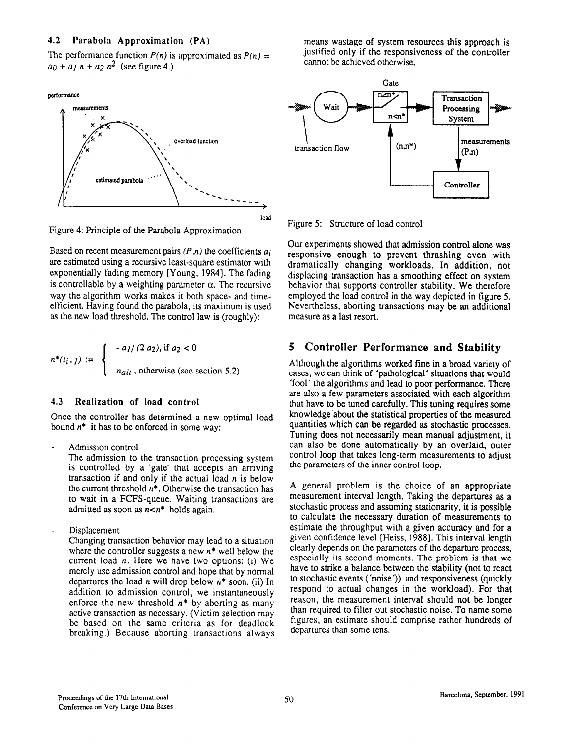### 4.2 Parabola Approximation (PA)

The performance function $P(n)$ is approximated as $P(n) = a_0 + a_1 n + a_2 n^2$ (see figure 4.)

Figure 4: Principle of the Parabola Approximation

Based on recent measurement pairs $(P,n)$ the coefficients $a_i$ are estimated using a recursive least-square estimator with exponentially fading memory [Young, 1984]. The fading is controllable by a weighting parameter $\alpha$. The recursive way the algorithm works makes it both space- and time-efficient. Having found the parabola, its maximum is used as the new load threshold. The control law is (roughly):

$$
n^*(t_{i+1}) := \begin{cases} -a_1/(2\,a_2), \text{ if } a_2 < 0 \\ n_{alt}\text{, otherwise (see section 5.2)} \end{cases}
$$

### 4.3 Realization of load control

Once the controller has determined a new optimal load bound $n^*$ it has to be enforced in some way:

- Admission control
  The admission to the transaction processing system is controlled by a 'gate' that accepts an arriving transaction if and only if the actual load $n$ is below the current threshold $n^*$. Otherwise the transaction has to wait in a FCFS-queue. Waiting transactions are admitted as soon as $n<n^*$ holds again.

- Displacement
  Changing transaction behavior may lead to a situation where the controller suggests a new $n^*$ well below the current load $n$. Here we have two options: (i) We merely use admission control and hope that by normal departures the load $n$ will drop below $n^*$ soon. (ii) In addition to admission control, we instantaneously enforce the new threshold $n^*$ by aborting as many active transaction as necessary. (Victim selection may be based on the same criteria as for deadlock breaking.) Because aborting transactions always means wastage of system resources this approach is justified only if the responsiveness of the controller cannot be achieved otherwise.

Figure 5: Structure of load control

Our experiments showed that admission control alone was responsive enough to prevent thrashing even with dramatically changing workloads. In addition, not displacing transaction has a smoothing effect on system behavior that supports controller stability. We therefore employed the load control in the way depicted in figure 5. Nevertheless, aborting transactions may be an additional measure as a last resort.

## 5 Controller Performance and Stability

Although the algorithms worked fine in a broad variety of cases, we can think of 'pathological' situations that would 'fool' the algorithms and lead to poor performance. There are also a few parameters associated with each algorithm that have to be tuned carefully. This tuning requires some knowledge about the statistical properties of the measured quantities which can be regarded as stochastic processes. Tuning does not necessarily mean manual adjustment, it can also be done automatically by an overlaid, outer control loop that takes long-term measurements to adjust the parameters of the inner control loop.

A general problem is the choice of an appropriate measurement interval length. Taking the departures as a stochastic process and assuming stationarity, it is possible to calculate the necessary duration of measurements to estimate the throughput with a given accuracy and for a given confidence level [Heiss, 1988]. This interval length clearly depends on the parameters of the departure process, especially its second moments. The problem is that we have to strike a balance between the stability (not to react to stochastic events ('noise')) and responsiveness (quickly respond to actual changes in the workload). For that reason, the measurement interval should not be longer than required to filter out stochastic noise. To name some figures, an estimate should comprise rather hundreds of departures than some tens.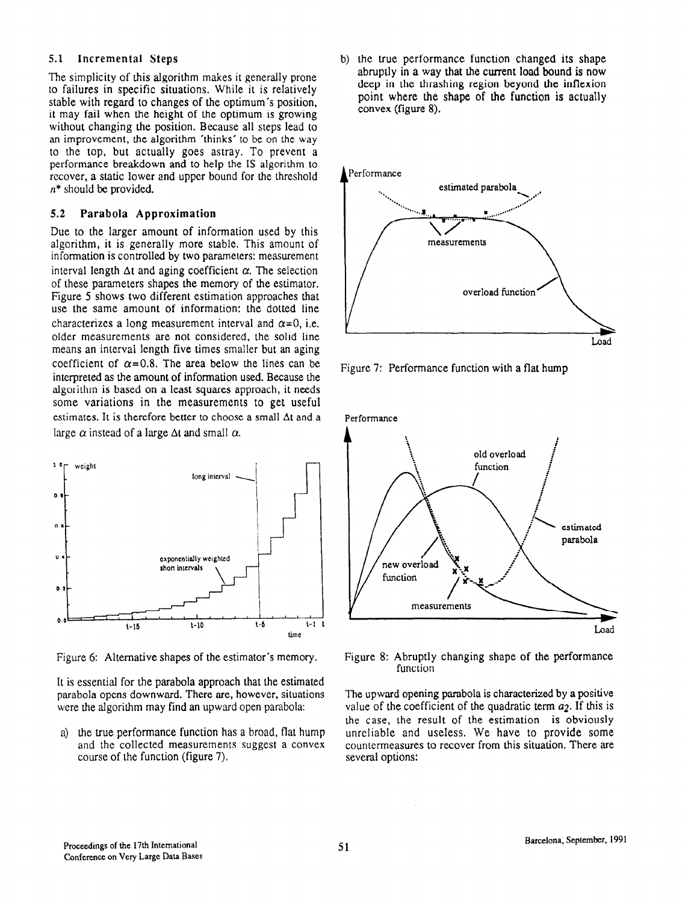### 5.1 Incremental Steps

The simplicity of this algorithm makes it generally prone to failures in specific situations. While it is relatively stable with regard to changes of the optimum's position, it may fail when the height of the optimum is growing without changing the position. Because all steps lead to an improvement, the algorithm 'thinks' to be on the way to the top, but actually goes astray. To prevent a performance breakdown and to help the IS algorithm to recover, a static lower and upper bound for the threshold $n^*$ should be provided.

### 5.2 Parabola Approximation

Due to the larger amount of information used by this algorithm, it is generally more stable. This amount of information is controlled by two parameters: measurement interval length $\Delta t$ and aging coefficient $\alpha$. The selection of these parameters shapes the memory of the estimator. Figure 5 shows two different estimation approaches that use the same amount of information: the dotted line characterizes a long measurement interval and $\alpha=0$, i.e. older measurements are not considered, the solid line means an interval length five times smaller but an aging coefficient of $\alpha=0.8$. The area below the lines can be interpreted as the amount of information used. Because the algorithm is based on a least squares approach, it needs some variations in the measurements to get useful estimates. It is therefore better to choose a small $\Delta t$ and a large $\alpha$ instead of a large $\Delta t$ and small $\alpha$.

Figure 6: Alternative shapes of the estimator's memory.

It is essential for the parabola approach that the estimated parabola opens downward. There are, however, situations were the algorithm may find an upward open parabola:

a) the true performance function has a broad, flat hump and the collected measurements suggest a convex course of the function (figure 7).

b) the true performance function changed its shape abruptly in a way that the current load bound is now deep in the thrashing region beyond the inflexion point where the shape of the function is actually convex (figure 8).

Figure 7: Performance function with a flat hump

Figure 8: Abruptly changing shape of the performance function

The upward opening parabola is characterized by a positive value of the coefficient of the quadratic term $a_2$. If this is the case, the result of the estimation is obviously unreliable and useless. We have to provide some countermeasures to recover from this situation. There are several options: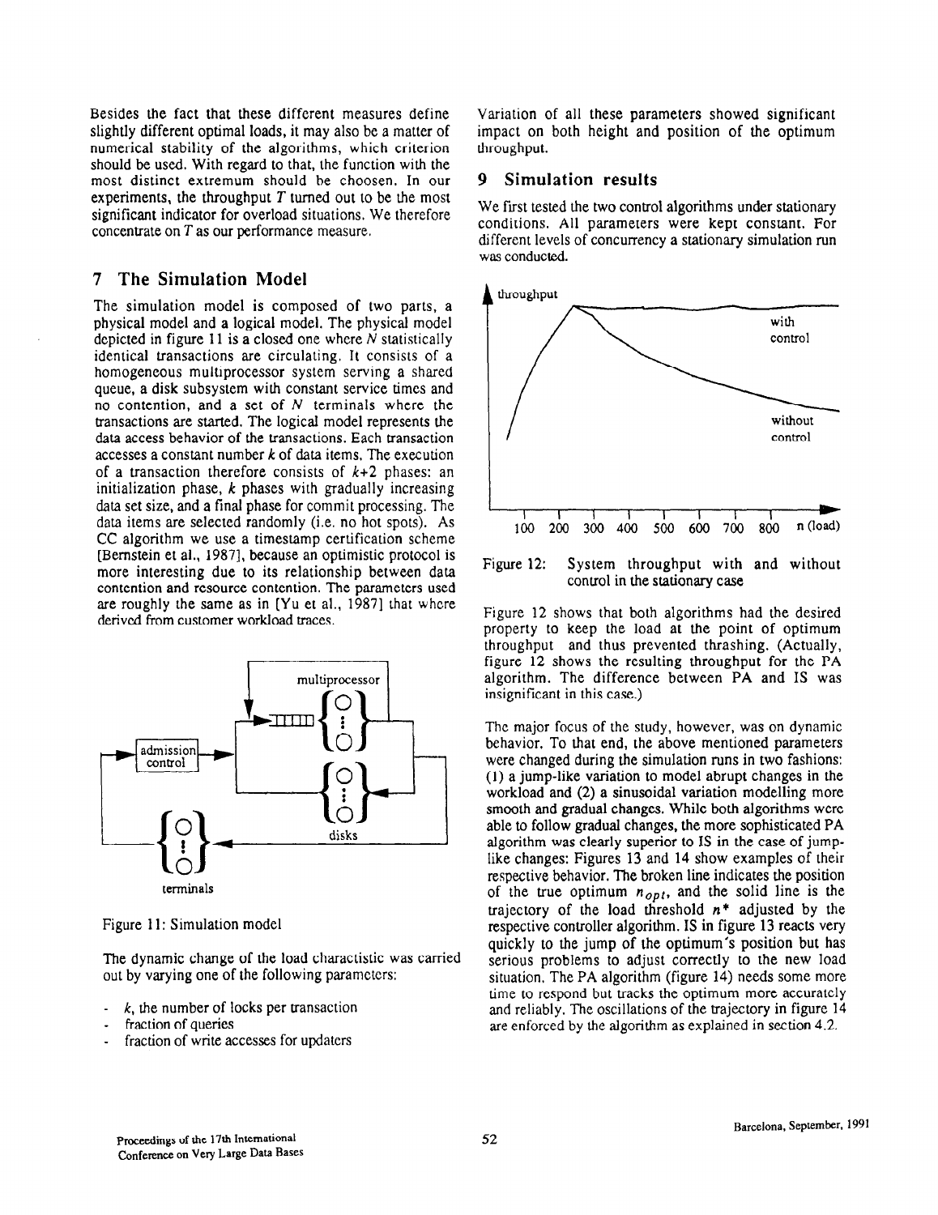Besides the fact that these different measures define slightly different optimal loads, it may also be a matter of numerical stability of the algorithms, which criterion should be used. With regard to that, the function with the most distinct extremum should be choosen. In our experiments, the throughput $T$ turned out to be the most significant indicator for overload situations. We therefore concentrate on $T$ as our performance measure.

## 7 The Simulation Model

The simulation model is composed of two parts, a physical model and a logical model. The physical model depicted in figure 11 is a closed one where $N$ statistically identical transactions are circulating. It consists of a homogeneous multiprocessor system serving a shared queue, a disk subsystem with constant service times and no contention, and a set of $N$ terminals where the transactions are started. The logical model represents the data access behavior of the transactions. Each transaction accesses a constant number $k$ of data items. The execution of a transaction therefore consists of $k$+2 phases: an initialization phase, $k$ phases with gradually increasing data set size, and a final phase for commit processing. The data items are selected randomly (i.e. no hot spots). As CC algorithm we use a timestamp certification scheme [Bernstein et al., 1987], because an optimistic protocol is more interesting due to its relationship between data contention and resource contention. The parameters used are roughly the same as in [Yu et al., 1987] that where derived from customer workload traces.

Figure 11: Simulation model

The dynamic change of the load charactistic was carried out by varying one of the following parameters:

- $k$, the number of locks per transaction
- fraction of queries
- fraction of write accesses for updaters

Variation of all these parameters showed significant impact on both height and position of the optimum throughput.

## 9 Simulation results

We first tested the two control algorithms under stationary conditions. All parameters were kept constant. For different levels of concurrency a stationary simulation run was conducted.

Figure 12: System throughput with and without control in the stationary case

Figure 12 shows that both algorithms had the desired property to keep the load at the point of optimum throughput and thus prevented thrashing. (Actually, figure 12 shows the resulting throughput for the PA algorithm. The difference between PA and IS was insignificant in this case.)

The major focus of the study, however, was on dynamic behavior. To that end, the above mentioned parameters were changed during the simulation runs in two fashions: (1) a jump-like variation to model abrupt changes in the workload and (2) a sinusoidal variation modelling more smooth and gradual changes. While both algorithms were able to follow gradual changes, the more sophisticated PA algorithm was clearly superior to IS in the case of jump-like changes: Figures 13 and 14 show examples of their respective behavior. The broken line indicates the position of the true optimum $n_{opt}$, and the solid line is the trajectory of the load threshold $n^*$ adjusted by the respective controller algorithm. IS in figure 13 reacts very quickly to the jump of the optimum's position but has serious problems to adjust correctly to the new load situation. The PA algorithm (figure 14) needs some more time to respond but tracks the optimum more accurately and reliably. The oscillations of the trajectory in figure 14 are enforced by the algorithm as explained in section 4.2.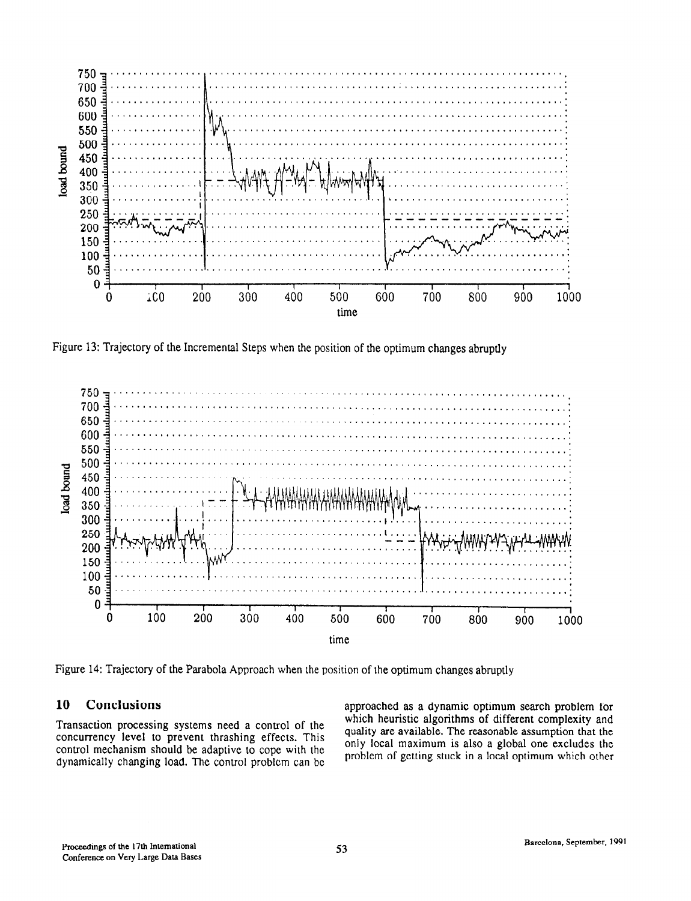Figure 13: Trajectory of the Incremental Steps when the position of the optimum changes abruptly

Figure 14: Trajectory of the Parabola Approach when the position of the optimum changes abruptly

## 10 Conclusions

Transaction processing systems need a control of the concurrency level to prevent thrashing effects. This control mechanism should be adaptive to cope with the dynamically changing load. The control problem can be approached as a dynamic optimum search problem for which heuristic algorithms of different complexity and quality are available. The reasonable assumption that the only local maximum is also a global one excludes the problem of getting stuck in a local optimum which other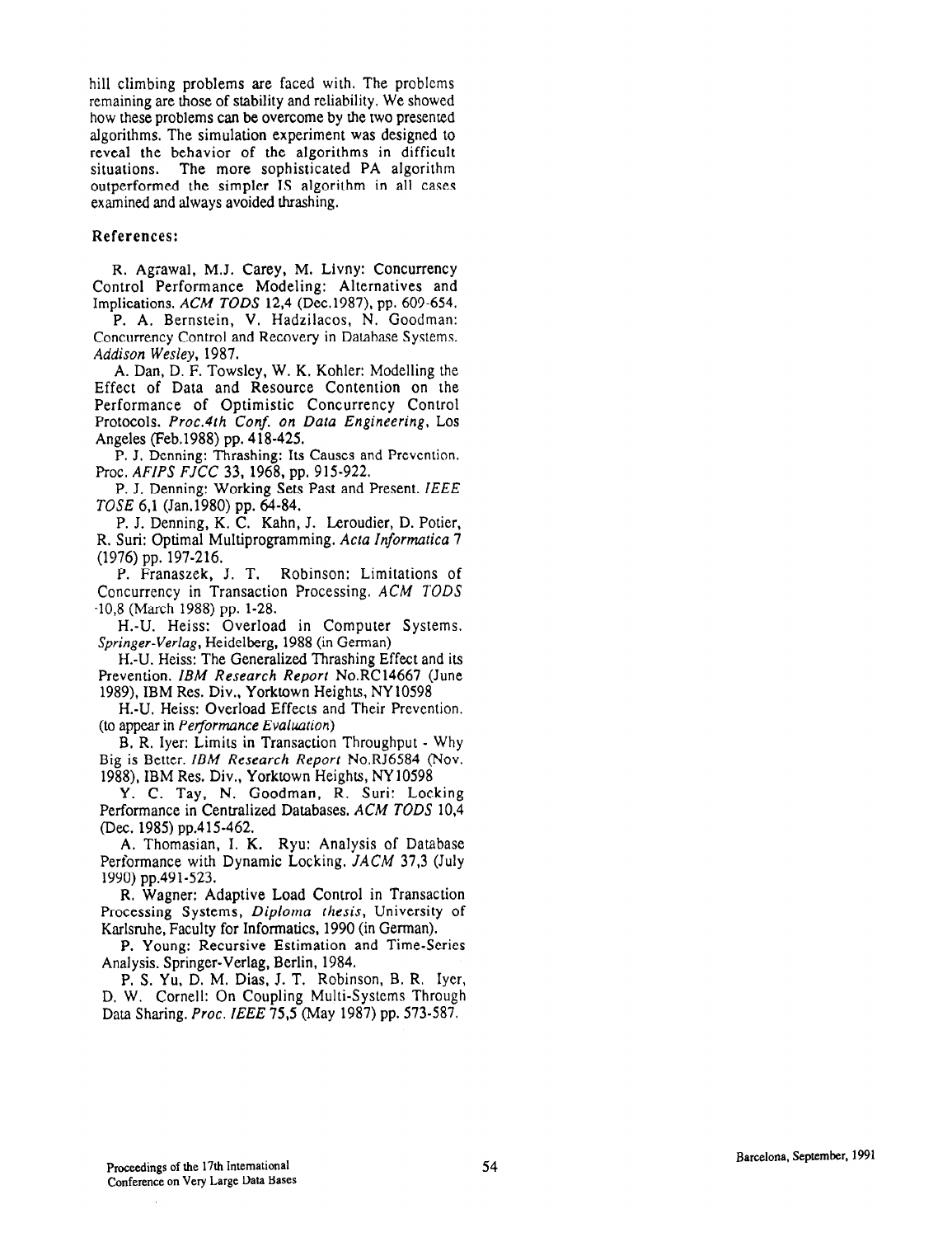hill climbing problems are faced with. The problems remaining are those of stability and reliability. We showed how these problems can be overcome by the two presented algorithms. The simulation experiment was designed to reveal the behavior of the algorithms in difficult situations. The more sophisticated PA algorithm outperformed the simpler IS algorithm in all cases examined and always avoided thrashing.

### References:

R. Agrawal, M.J. Carey, M. Livny: Concurrency Control Performance Modeling: Alternatives and Implications. *ACM TODS* 12,4 (Dec.1987), pp. 609-654.

P. A. Bernstein, V. Hadzilacos, N. Goodman: Concurrency Control and Recovery in Database Systems. *Addison Wesley*, 1987.

A. Dan, D. F. Towsley, W. K. Kohler: Modelling the Effect of Data and Resource Contention on the Performance of Optimistic Concurrency Control Protocols. *Proc.4th Conf. on Data Engineering*, Los Angeles (Feb.1988) pp. 418-425.

P. J. Denning: Thrashing: Its Causes and Prevention. Proc. *AFIPS FJCC* 33, 1968, pp. 915-922.

P. J. Denning: Working Sets Past and Present. *IEEE TOSE* 6,1 (Jan.1980) pp. 64-84.

P. J. Denning, K. C. Kahn, J. Leroudier, D. Potier, R. Suri: Optimal Multiprogramming. *Acta Informatica* 7 (1976) pp. 197-216.

P. Franaszek, J. T. Robinson: Limitations of Concurrency in Transaction Processing. *ACM TODS* 10,8 (March 1988) pp. 1-28.

H.-U. Heiss: Overload in Computer Systems. *Springer-Verlag*, Heidelberg, 1988 (in German)

H.-U. Heiss: The Generalized Thrashing Effect and its Prevention. *IBM Research Report* No.RC14667 (June 1989), IBM Res. Div., Yorktown Heights, NY10598

H.-U. Heiss: Overload Effects and Their Prevention. (to appear in *Performance Evaluation*)

B. R. Iyer: Limits in Transaction Throughput - Why Big is Better. *IBM Research Report* No.RJ6584 (Nov. 1988), IBM Res. Div., Yorktown Heights, NY10598

Y. C. Tay, N. Goodman, R. Suri: Locking Performance in Centralized Databases. *ACM TODS* 10,4 (Dec. 1985) pp.415-462.

A. Thomasian, I. K. Ryu: Analysis of Database Performance with Dynamic Locking. *JACM* 37,3 (July 1990) pp.491-523.

R. Wagner: Adaptive Load Control in Transaction Processing Systems, *Diploma thesis*, University of Karlsruhe, Faculty for Informatics, 1990 (in German).

P. Young: Recursive Estimation and Time-Series Analysis. Springer-Verlag, Berlin, 1984.

P. S. Yu, D. M. Dias, J. T. Robinson, B. R. Iyer, D. W. Cornell: On Coupling Multi-Systems Through Data Sharing. *Proc. IEEE* 75,5 (May 1987) pp. 573-587.